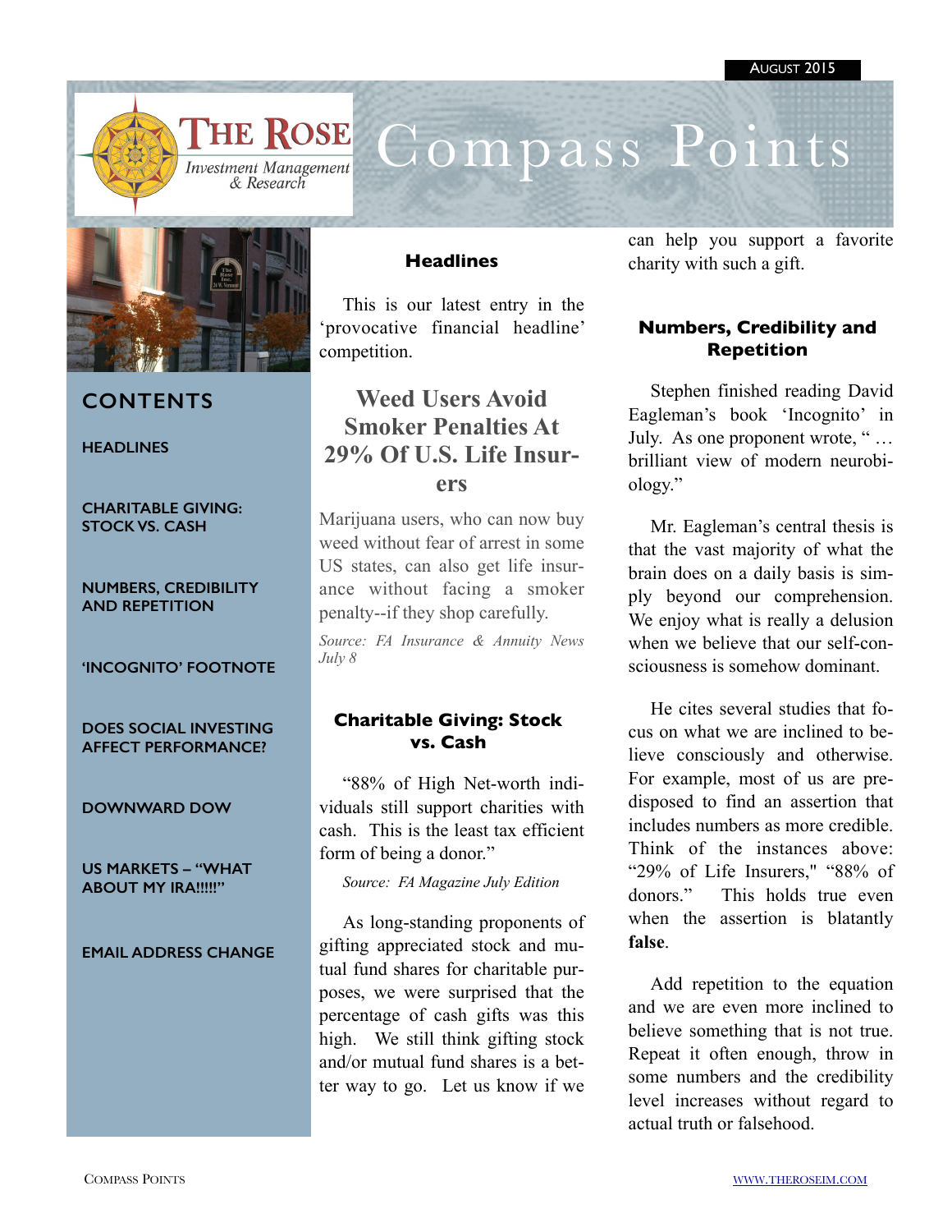August 2015

# The Rose Investment Management & Research — Compass Points

## CONTENTS

- HEADLINES
- CHARITABLE GIVING: STOCK VS. CASH
- NUMBERS, CREDIBILITY AND REPETITION
- 'INCOGNITO' FOOTNOTE
- DOES SOCIAL INVESTING AFFECT PERFORMANCE?
- DOWNWARD DOW
- US MARKETS – "WHAT ABOUT MY IRA!!!!!"
- EMAIL ADDRESS CHANGE

## Headlines

This is our latest entry in the 'provocative financial headline' competition.

### Weed Users Avoid Smoker Penalties At 29% Of U.S. Life Insurers

Marijuana users, who can now buy weed without fear of arrest in some US states, can also get life insurance without facing a smoker penalty--if they shop carefully.

*Source: FA Insurance & Annuity News July 8*

## Charitable Giving: Stock vs. Cash

"88% of High Net-worth individuals still support charities with cash. This is the least tax efficient form of being a donor."

*Source: FA Magazine July Edition*

As long-standing proponents of gifting appreciated stock and mutual fund shares for charitable purposes, we were surprised that the percentage of cash gifts was this high. We still think gifting stock and/or mutual fund shares is a better way to go. Let us know if we can help you support a favorite charity with such a gift.

## Numbers, Credibility and Repetition

Stephen finished reading David Eagleman's book 'Incognito' in July. As one proponent wrote, " … brilliant view of modern neurobiology."

Mr. Eagleman's central thesis is that the vast majority of what the brain does on a daily basis is simply beyond our comprehension. We enjoy what is really a delusion when we believe that our self-consciousness is somehow dominant.

He cites several studies that focus on what we are inclined to believe consciously and otherwise. For example, most of us are predisposed to find an assertion that includes numbers as more credible. Think of the instances above: "29% of Life Insurers," "88% of donors." This holds true even when the assertion is blatantly **false**.

Add repetition to the equation and we are even more inclined to believe something that is not true. Repeat it often enough, throw in some numbers and the credibility level increases without regard to actual truth or falsehood.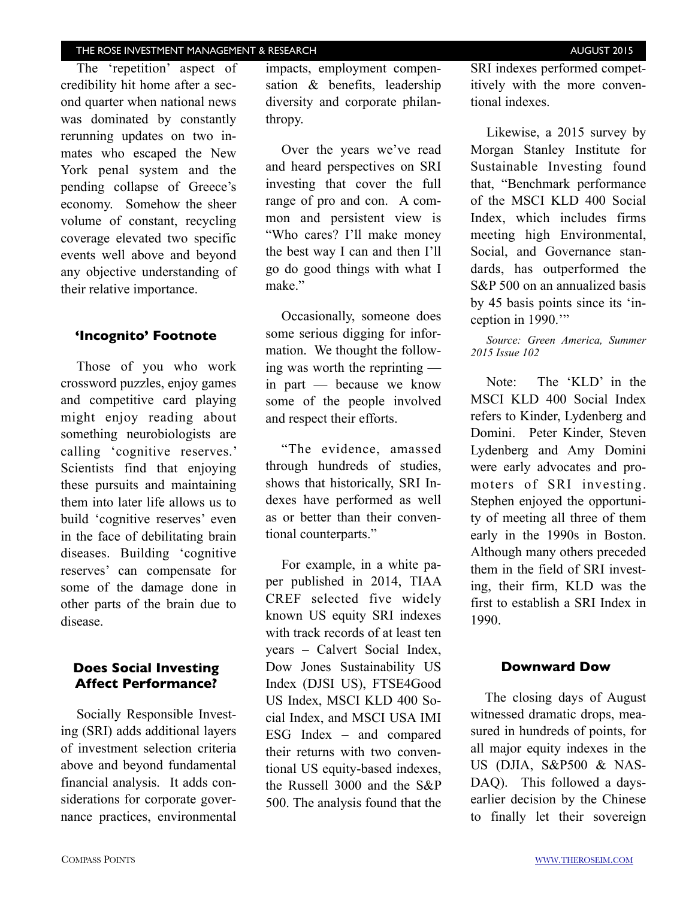The 'repetition' aspect of credibility hit home after a second quarter when national news was dominated by constantly rerunning updates on two inmates who escaped the New York penal system and the pending collapse of Greece's economy. Somehow the sheer volume of constant, recycling coverage elevated two specific events well above and beyond any objective understanding of their relative importance.

### 'Incognito' Footnote

Those of you who work crossword puzzles, enjoy games and competitive card playing might enjoy reading about something neurobiologists are calling 'cognitive reserves.' Scientists find that enjoying these pursuits and maintaining them into later life allows us to build 'cognitive reserves' even in the face of debilitating brain diseases. Building 'cognitive reserves' can compensate for some of the damage done in other parts of the brain due to disease.

### Does Social Investing Affect Performance?

Socially Responsible Investing (SRI) adds additional layers of investment selection criteria above and beyond fundamental financial analysis. It adds considerations for corporate governance practices, environmental impacts, employment compensation & benefits, leadership diversity and corporate philanthropy.

Over the years we've read and heard perspectives on SRI investing that cover the full range of pro and con. A common and persistent view is "Who cares? I'll make money the best way I can and then I'll go do good things with what I make."

Occasionally, someone does some serious digging for information. We thought the following was worth the reprinting — in part — because we know some of the people involved and respect their efforts.

"The evidence, amassed through hundreds of studies, shows that historically, SRI Indexes have performed as well as or better than their conventional counterparts."

For example, in a white paper published in 2014, TIAA CREF selected five widely known US equity SRI indexes with track records of at least ten years – Calvert Social Index, Dow Jones Sustainability US Index (DJSI US), FTSE4Good US Index, MSCI KLD 400 Social Index, and MSCI USA IMI ESG Index – and compared their returns with two conventional US equity-based indexes, the Russell 3000 and the S&P 500. The analysis found that the SRI indexes performed competitively with the more conventional indexes.

Likewise, a 2015 survey by Morgan Stanley Institute for Sustainable Investing found that, "Benchmark performance of the MSCI KLD 400 Social Index, which includes firms meeting high Environmental, Social, and Governance standards, has outperformed the S&P 500 on an annualized basis by 45 basis points since its 'inception in 1990.'"

*Source: Green America, Summer 2015 Issue 102*

Note: The 'KLD' in the MSCI KLD 400 Social Index refers to Kinder, Lydenberg and Domini. Peter Kinder, Steven Lydenberg and Amy Domini were early advocates and promoters of SRI investing. Stephen enjoyed the opportunity of meeting all three of them early in the 1990s in Boston. Although many others preceded them in the field of SRI investing, their firm, KLD was the first to establish a SRI Index in 1990.

### Downward Dow

The closing days of August witnessed dramatic drops, measured in hundreds of points, for all major equity indexes in the US (DJIA, S&P500 & NASDAQ). This followed a days-earlier decision by the Chinese to finally let their sovereign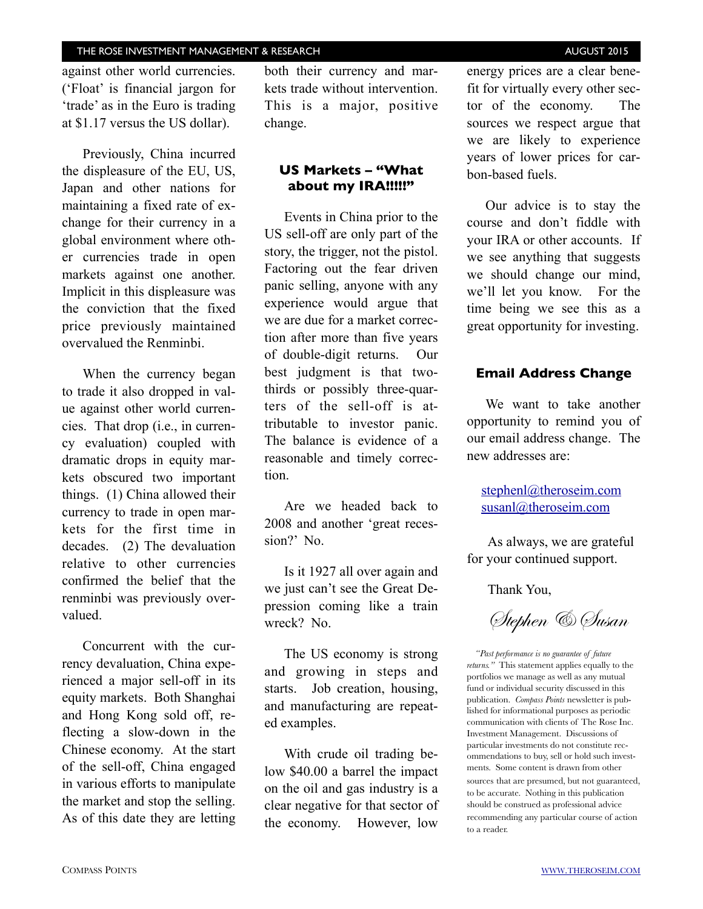against other world currencies. ('Float' is financial jargon for 'trade' as in the Euro is trading at $1.17 versus the US dollar).

Previously, China incurred the displeasure of the EU, US, Japan and other nations for maintaining a fixed rate of exchange for their currency in a global environment where other currencies trade in open markets against one another. Implicit in this displeasure was the conviction that the fixed price previously maintained overvalued the Renminbi.

When the currency began to trade it also dropped in value against other world currencies. That drop (i.e., in currency evaluation) coupled with dramatic drops in equity markets obscured two important things. (1) China allowed their currency to trade in open markets for the first time in decades. (2) The devaluation relative to other currencies confirmed the belief that the renminbi was previously overvalued.

Concurrent with the currency devaluation, China experienced a major sell-off in its equity markets. Both Shanghai and Hong Kong sold off, reflecting a slow-down in the Chinese economy. At the start of the sell-off, China engaged in various efforts to manipulate the market and stop the selling. As of this date they are letting both their currency and markets trade without intervention. This is a major, positive change.

## US Markets – "What about my IRA!!!!!"

Events in China prior to the US sell-off are only part of the story, the trigger, not the pistol. Factoring out the fear driven panic selling, anyone with any experience would argue that we are due for a market correction after more than five years of double-digit returns. Our best judgment is that two-thirds or possibly three-quarters of the sell-off is attributable to investor panic. The balance is evidence of a reasonable and timely correction.

Are we headed back to 2008 and another 'great recession?' No.

Is it 1927 all over again and we just can't see the Great Depression coming like a train wreck? No.

The US economy is strong and growing in steps and starts. Job creation, housing, and manufacturing are repeated examples.

With crude oil trading below $40.00 a barrel the impact on the oil and gas industry is a clear negative for that sector of the economy. However, low energy prices are a clear benefit for virtually every other sector of the economy. The sources we respect argue that we are likely to experience years of lower prices for carbon-based fuels.

Our advice is to stay the course and don't fiddle with your IRA or other accounts. If we see anything that suggests we should change our mind, we'll let you know. For the time being we see this as a great opportunity for investing.

## Email Address Change

We want to take another opportunity to remind you of our email address change. The new addresses are:

stephenl@theroseim.com
susanl@theroseim.com

As always, we are grateful for your continued support.

Thank You,

*Stephen & Susan*

*"Past performance is no guarantee of future returns."* This statement applies equally to the portfolios we manage as well as any mutual fund or individual security discussed in this publication. *Compass Points* newsletter is published for informational purposes as periodic communication with clients of The Rose Inc. Investment Management. Discussions of particular investments do not constitute recommendations to buy, sell or hold such investments. Some content is drawn from other sources that are presumed, but not guaranteed, to be accurate. Nothing in this publication should be construed as professional advice recommending any particular course of action to a reader.